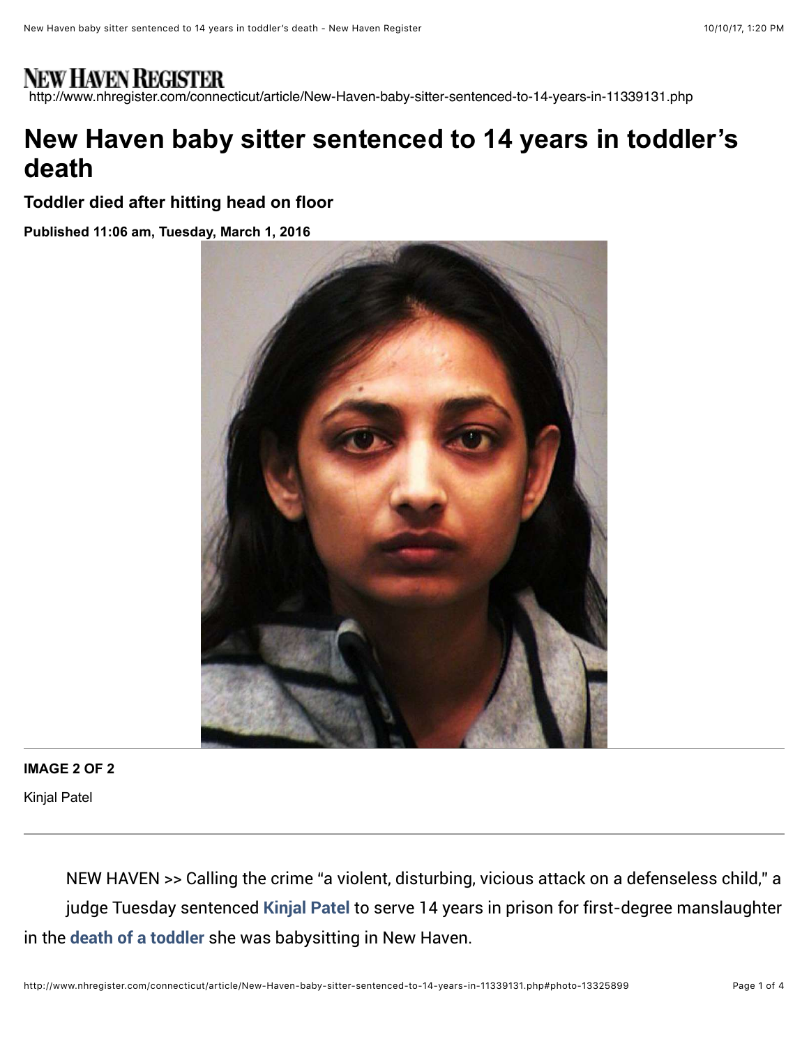# NEW HAVEN REGISTER

http://www.nhregister.com/connecticut/article/New-Haven-baby-sitter-sentenced-to-14-years-in-11339131.php

# New Haven baby sitter sentenced to 14 years in toddler's death

### Toddler died after hitting head on floor

**Published 11:06 am, Tuesday, March 1, 2016**

**IMAGE 2 OF 2**

Kinjal Patel

NEW HAVEN >> Calling the crime "a violent, disturbing, vicious attack on a defenseless child," a judge Tuesday sentenced **Kinjal Patel** to serve 14 years in prison for first-degree manslaughter in the **death of a toddler** she was babysitting in New Haven.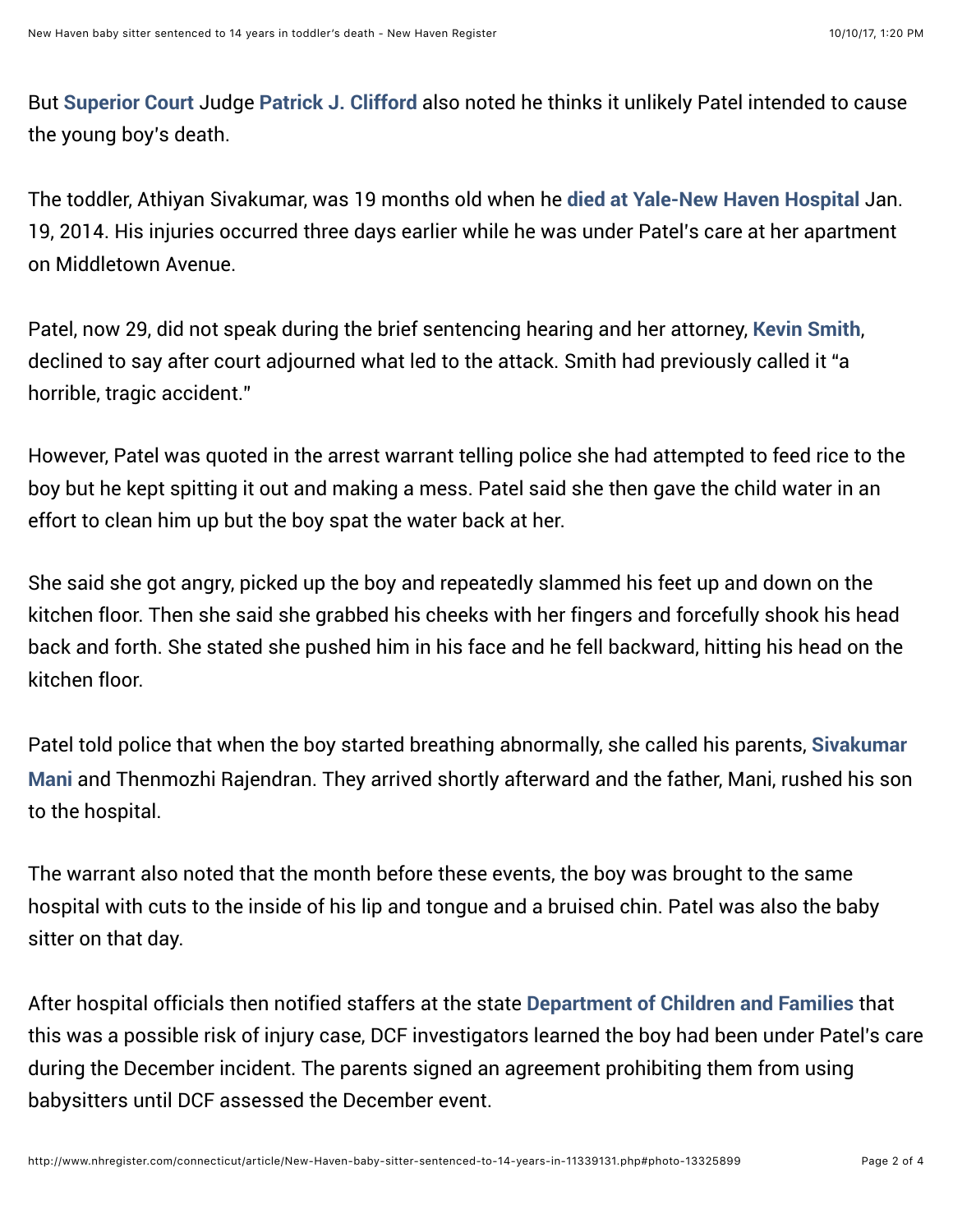But Superior Court Judge Patrick J. Clifford also noted he thinks it unlikely Patel intended to cause the young boy's death.

The toddler, Athiyan Sivakumar, was 19 months old when he died at Yale-New Haven Hospital Jan. 19, 2014. His injuries occurred three days earlier while he was under Patel's care at her apartment on Middletown Avenue.

Patel, now 29, did not speak during the brief sentencing hearing and her attorney, Kevin Smith, declined to say after court adjourned what led to the attack. Smith had previously called it "a horrible, tragic accident."

However, Patel was quoted in the arrest warrant telling police she had attempted to feed rice to the boy but he kept spitting it out and making a mess. Patel said she then gave the child water in an effort to clean him up but the boy spat the water back at her.

She said she got angry, picked up the boy and repeatedly slammed his feet up and down on the kitchen floor. Then she said she grabbed his cheeks with her fingers and forcefully shook his head back and forth. She stated she pushed him in his face and he fell backward, hitting his head on the kitchen floor.

Patel told police that when the boy started breathing abnormally, she called his parents, Sivakumar Mani and Thenmozhi Rajendran. They arrived shortly afterward and the father, Mani, rushed his son to the hospital.

The warrant also noted that the month before these events, the boy was brought to the same hospital with cuts to the inside of his lip and tongue and a bruised chin. Patel was also the baby sitter on that day.

After hospital officials then notified staffers at the state Department of Children and Families that this was a possible risk of injury case, DCF investigators learned the boy had been under Patel's care during the December incident. The parents signed an agreement prohibiting them from using babysitters until DCF assessed the December event.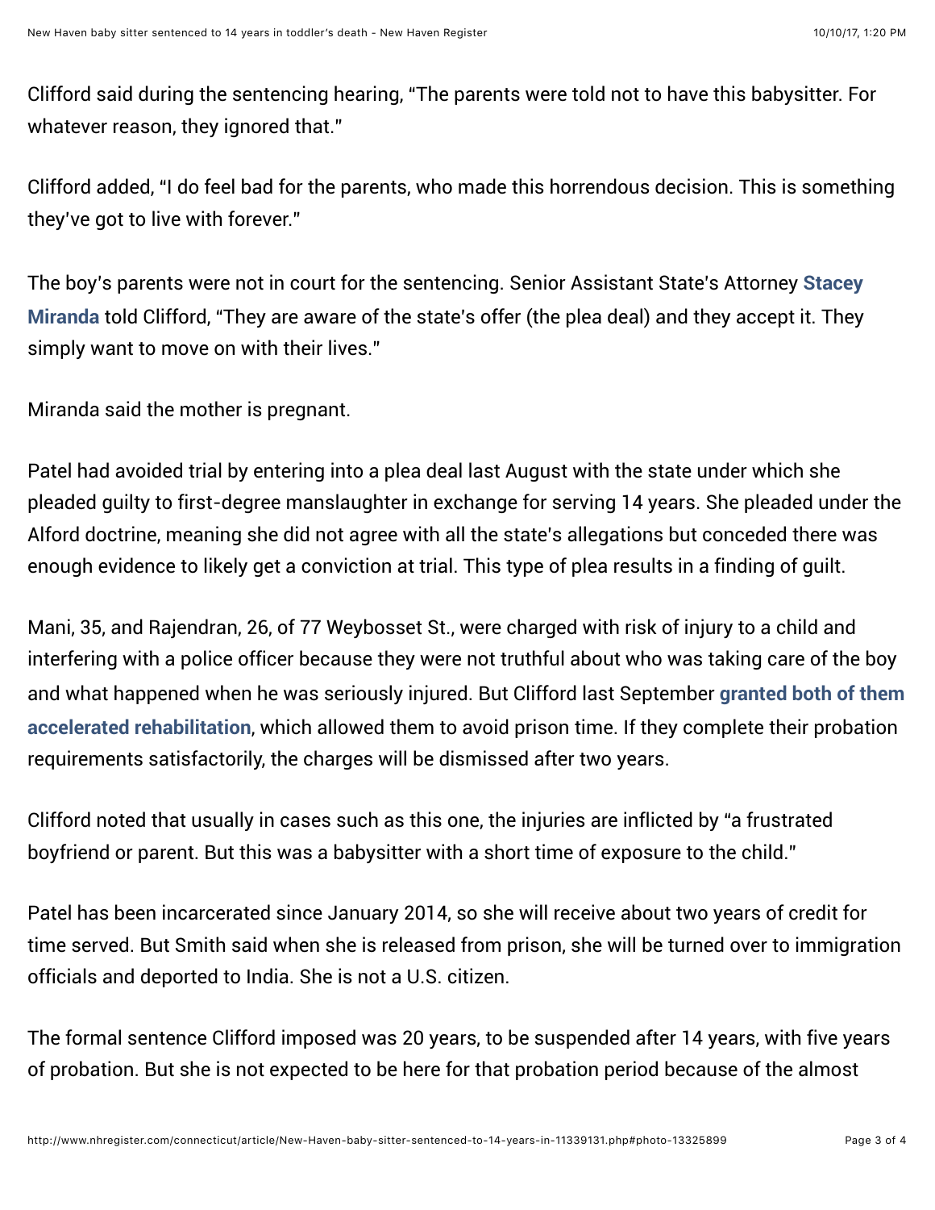Clifford said during the sentencing hearing, “The parents were told not to have this babysitter. For whatever reason, they ignored that.”

Clifford added, “I do feel bad for the parents, who made this horrendous decision. This is something they’ve got to live with forever.”

The boy’s parents were not in court for the sentencing. Senior Assistant State’s Attorney **Stacey Miranda** told Clifford, “They are aware of the state’s offer (the plea deal) and they accept it. They simply want to move on with their lives.”

Miranda said the mother is pregnant.

Patel had avoided trial by entering into a plea deal last August with the state under which she pleaded guilty to first-degree manslaughter in exchange for serving 14 years. She pleaded under the Alford doctrine, meaning she did not agree with all the state’s allegations but conceded there was enough evidence to likely get a conviction at trial. This type of plea results in a finding of guilt.

Mani, 35, and Rajendran, 26, of 77 Weybosset St., were charged with risk of injury to a child and interfering with a police officer because they were not truthful about who was taking care of the boy and what happened when he was seriously injured. But Clifford last September **granted both of them accelerated rehabilitation**, which allowed them to avoid prison time. If they complete their probation requirements satisfactorily, the charges will be dismissed after two years.

Clifford noted that usually in cases such as this one, the injuries are inflicted by “a frustrated boyfriend or parent. But this was a babysitter with a short time of exposure to the child.”

Patel has been incarcerated since January 2014, so she will receive about two years of credit for time served. But Smith said when she is released from prison, she will be turned over to immigration officials and deported to India. She is not a U.S. citizen.

The formal sentence Clifford imposed was 20 years, to be suspended after 14 years, with five years of probation. But she is not expected to be here for that probation period because of the almost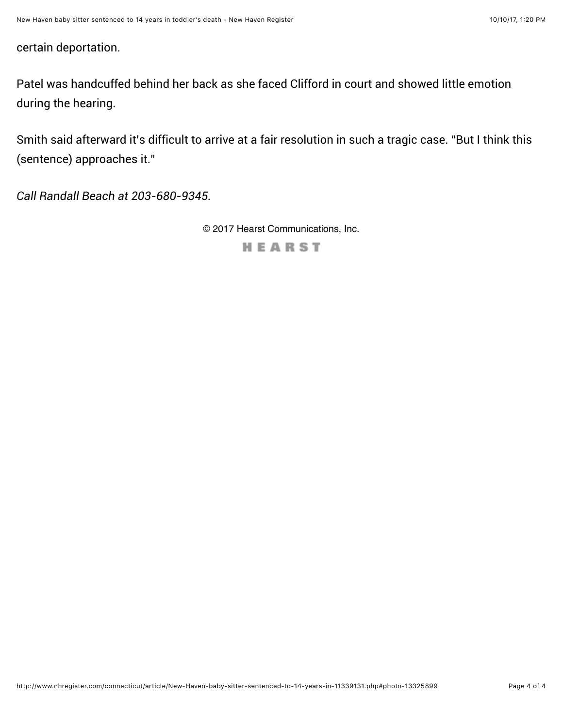certain deportation.

Patel was handcuffed behind her back as she faced Clifford in court and showed little emotion during the hearing.

Smith said afterward it's difficult to arrive at a fair resolution in such a tragic case. "But I think this (sentence) approaches it."

*Call Randall Beach at 203-680-9345.*

© 2017 Hearst Communications, Inc.

HEARST